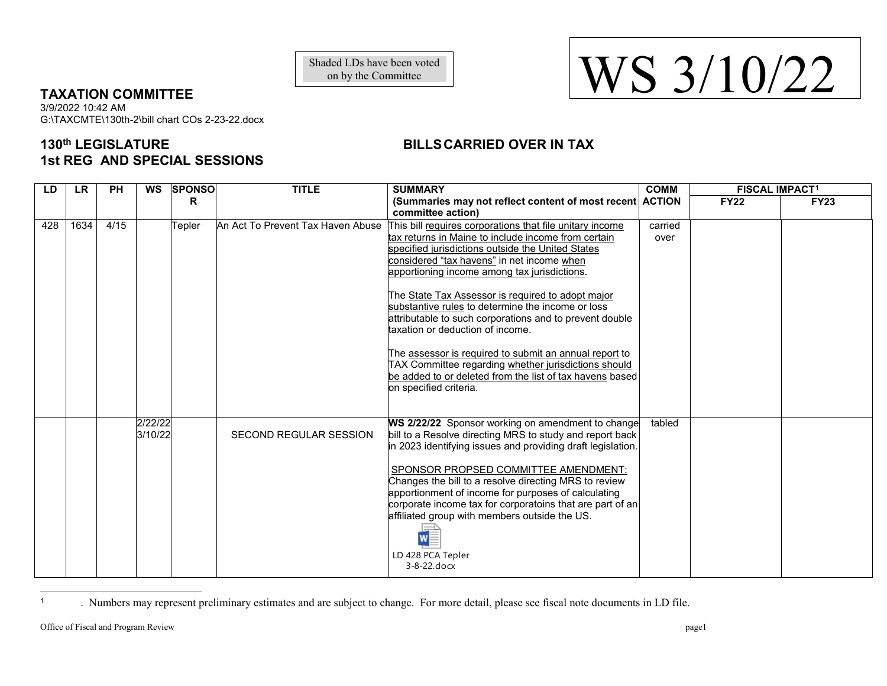Shaded LDs have been voted on by the Committee

# WS 3/10/22

## TAXATION COMMITTEE

3/9/2022 10:42 AM
G:\TAXCMTE\130th-2\bill chart COs 2-23-22.docx

## 130th LEGISLATURE
## 1st REG AND SPECIAL SESSIONS

## BILLS CARRIED OVER IN TAX

| LD | LR | PH | WS | SPONSOR | TITLE | SUMMARY (Summaries may not reflect content of most recent committee action) | COMM ACTION | FISCAL IMPACT[1] | |
|---|---|---|---|---|---|---|---|---|---|
| | | | | | | | | FY22 | FY23 |
| 428 | 1634 | 4/15 | | Tepler | An Act To Prevent Tax Haven Abuse | This bill requires corporations that file unitary income tax returns in Maine to include income from certain specified jurisdictions outside the United States considered "tax havens" in net income when apportioning income among tax jurisdictions.<br><br>The State Tax Assessor is required to adopt major substantive rules to determine the income or loss attributable to such corporations and to prevent double taxation or deduction of income.<br><br>The assessor is required to submit an annual report to TAX Committee regarding whether jurisdictions should be added to or deleted from the list of tax havens based on specified criteria. | carried over | | |
| | | | 2/22/22<br>3/10/22 | | SECOND REGULAR SESSION | **WS 2/22/22** Sponsor working on amendment to change bill to a Resolve directing MRS to study and report back in 2023 identifying issues and providing draft legislation.<br><br>SPONSOR PROPSED COMMITTEE AMENDMENT: Changes the bill to a resolve directing MRS to review apportionment of income for purposes of calculating corporate income tax for corporatoins that are part of an affiliated group with members outside the US.<br><br>LD 428 PCA Tepler 3-8-22.docx | tabled | | |

[1] . Numbers may represent preliminary estimates and are subject to change. For more detail, please see fiscal note documents in LD file.

Office of Fiscal and Program Review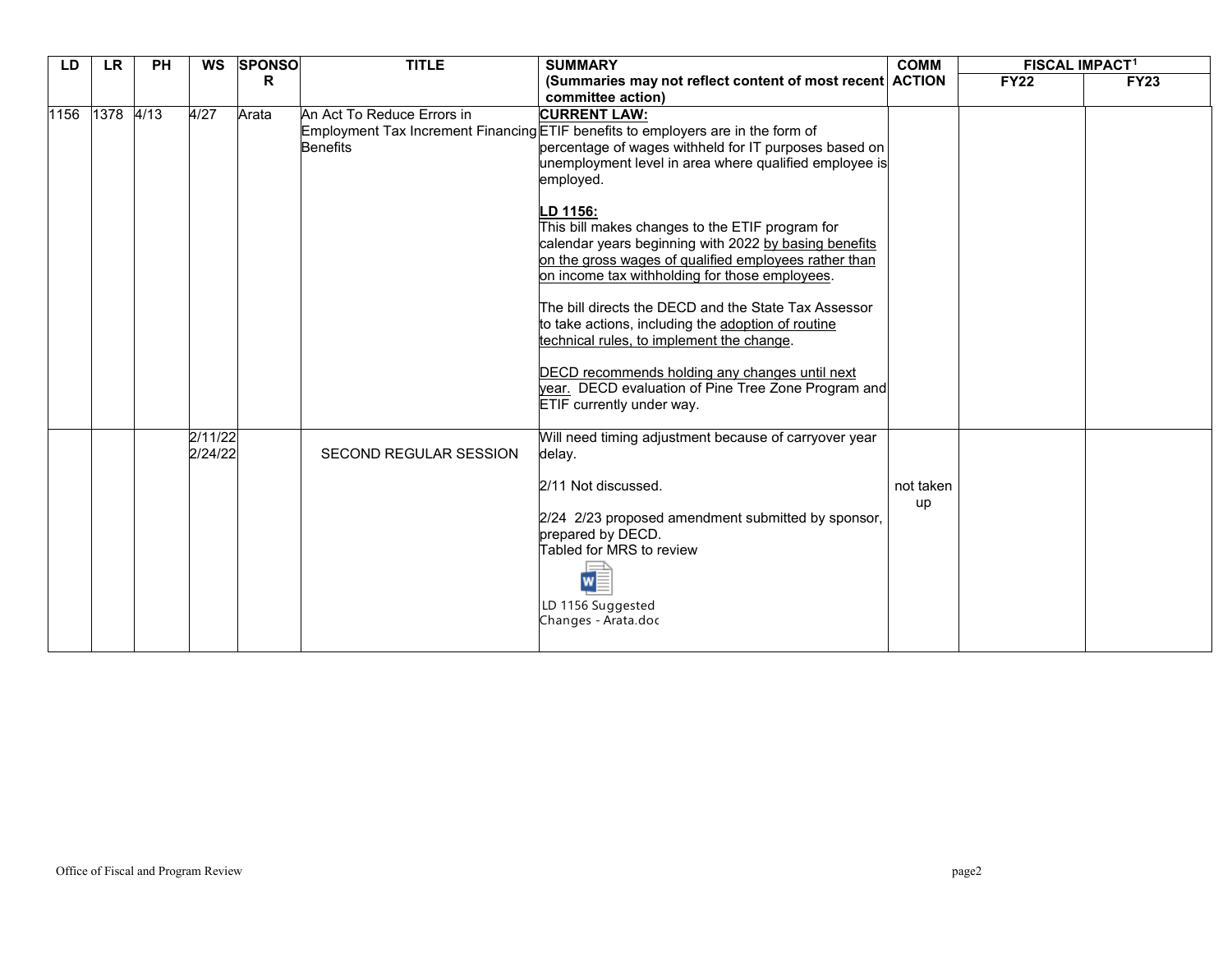| LD | LR | PH | WS | SPONSOR | TITLE | SUMMARY (Summaries may not reflect content of most recent committee action) | COMM ACTION | FISCAL IMPACT[1] | |
|---|---|---|---|---|---|---|---|---|---|
| | | | | | | | | FY22 | FY23 |
| 1156 | 1378 | 4/13 | 4/27 | Arata | An Act To Reduce Errors in Employment Tax Increment Financing Benefits | **CURRENT LAW:**<br>ETIF benefits to employers are in the form of percentage of wages withheld for IT purposes based on unemployment level in area where qualified employee is employed.<br><br>**LD 1156:**<br>This bill makes changes to the ETIF program for calendar years beginning with 2022 by basing benefits on the gross wages of qualified employees rather than on income tax withholding for those employees.<br><br>The bill directs the DECD and the State Tax Assessor to take actions, including the adoption of routine technical rules, to implement the change.<br><br>DECD recommends holding any changes until next year. DECD evaluation of Pine Tree Zone Program and ETIF currently under way. | | | |
| | | | 2/11/22<br>2/24/22 | | SECOND REGULAR SESSION | Will need timing adjustment because of carryover year delay.<br><br>2/11 Not discussed.<br><br>2/24 2/23 proposed amendment submitted by sponsor, prepared by DECD.<br>Tabled for MRS to review<br><br>LD 1156 Suggested Changes - Arata.doc | not taken up | | |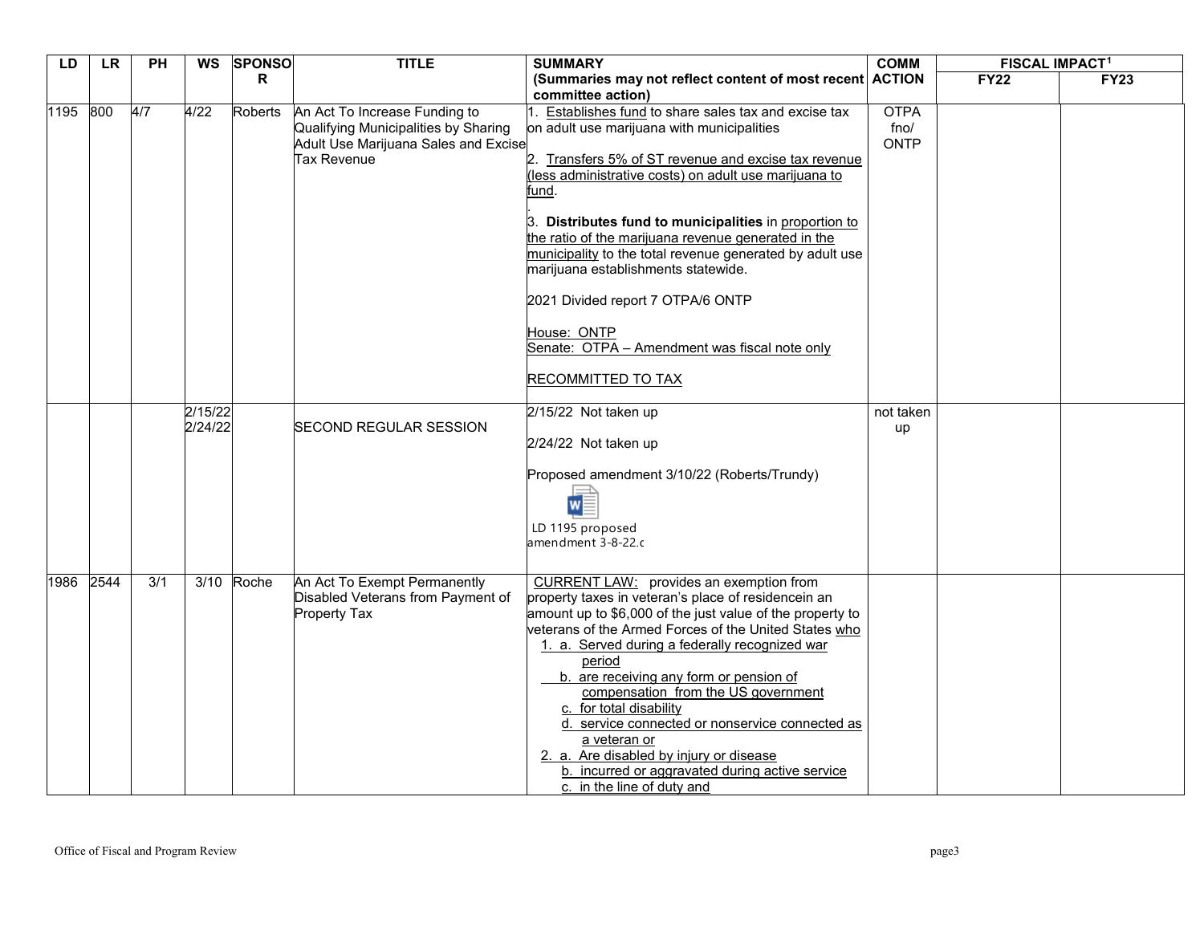| LD | LR | PH | WS | SPONSOR | TITLE | SUMMARY (Summaries may not reflect content of most recent committee action) | COMM ACTION | FISCAL IMPACT[1] | |
|---|---|---|---|---|---|---|---|---|---|
| | | | | | | | | FY22 | FY23 |
| 1195 | 800 | 4/7 | 4/22 | Roberts | An Act To Increase Funding to Qualifying Municipalities by Sharing Adult Use Marijuana Sales and Excise Tax Revenue | 1. Establishes fund to share sales tax and excise tax on adult use marijuana with municipalities<br><br>2. Transfers 5% of ST revenue and excise tax revenue (less administrative costs) on adult use marijuana to fund.<br>.<br>3. **Distributes fund to municipalities** in proportion to the ratio of the marijuana revenue generated in the municipality to the total revenue generated by adult use marijuana establishments statewide.<br><br>2021 Divided report 7 OTPA/6 ONTP<br><br>House: ONTP<br>Senate: OTPA – Amendment was fiscal note only<br><br>RECOMMITTED TO TAX | OTPA fno/ ONTP | | |
| | | | 2/15/22<br>2/24/22 | | SECOND REGULAR SESSION | 2/15/22 Not taken up<br><br>2/24/22 Not taken up<br><br>Proposed amendment 3/10/22 (Roberts/Trundy)<br><br>LD 1195 proposed amendment 3-8-22.c | not taken up | | |
| 1986 | 2544 | 3/1 | 3/10 | Roche | An Act To Exempt Permanently Disabled Veterans from Payment of Property Tax | CURRENT LAW: provides an exemption from property taxes in veteran's place of residencein an amount up to $6,000 of the just value of the property to veterans of the Armed Forces of the United States who<br>1. a. Served during a federally recognized war period<br>b. are receiving any form or pension of compensation from the US government<br>c. for total disability<br>d. service connected or nonservice connected as a veteran or<br>2. a. Are disabled by injury or disease<br>b. incurred or aggravated during active service<br>c. in the line of duty and | | | |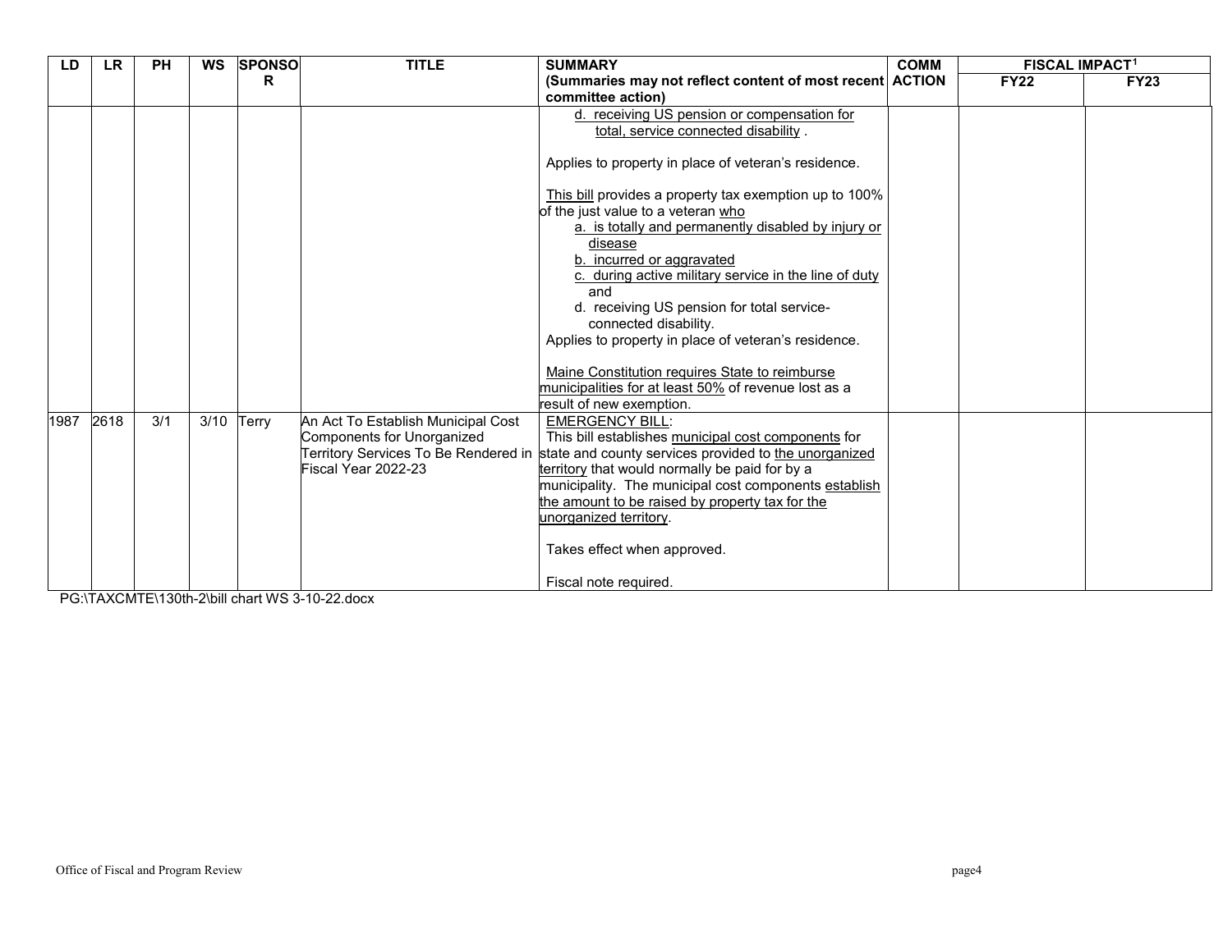| LD | LR | PH | WS | SPONSOR | TITLE | SUMMARY (Summaries may not reflect content of most recent committee action) | COMM ACTION | FISCAL IMPACT[1] | |
|---|---|---|---|---|---|---|---|---|---|
| | | | | | | | | FY22 | FY23 |
| | | | | | | d. receiving US pension or compensation for total, service connected disability .<br><br>Applies to property in place of veteran's residence.<br><br>This bill provides a property tax exemption up to 100% of the just value to a veteran who<br>a. is totally and permanently disabled by injury or disease<br>b. incurred or aggravated<br>c. during active military service in the line of duty and<br>d. receiving US pension for total service-connected disability.<br>Applies to property in place of veteran's residence.<br><br>Maine Constitution requires State to reimburse municipalities for at least 50% of revenue lost as a result of new exemption. | | | |
| 1987 | 2618 | 3/1 | 3/10 | Terry | An Act To Establish Municipal Cost Components for Unorganized Territory Services To Be Rendered in Fiscal Year 2022-23 | EMERGENCY BILL:<br>This bill establishes municipal cost components for state and county services provided to the unorganized territory that would normally be paid for by a municipality. The municipal cost components establish the amount to be raised by property tax for the unorganized territory.<br><br>Takes effect when approved.<br><br>Fiscal note required. | | | |

PG:\TAXCMTE\130th-2\bill chart WS 3-10-22.docx